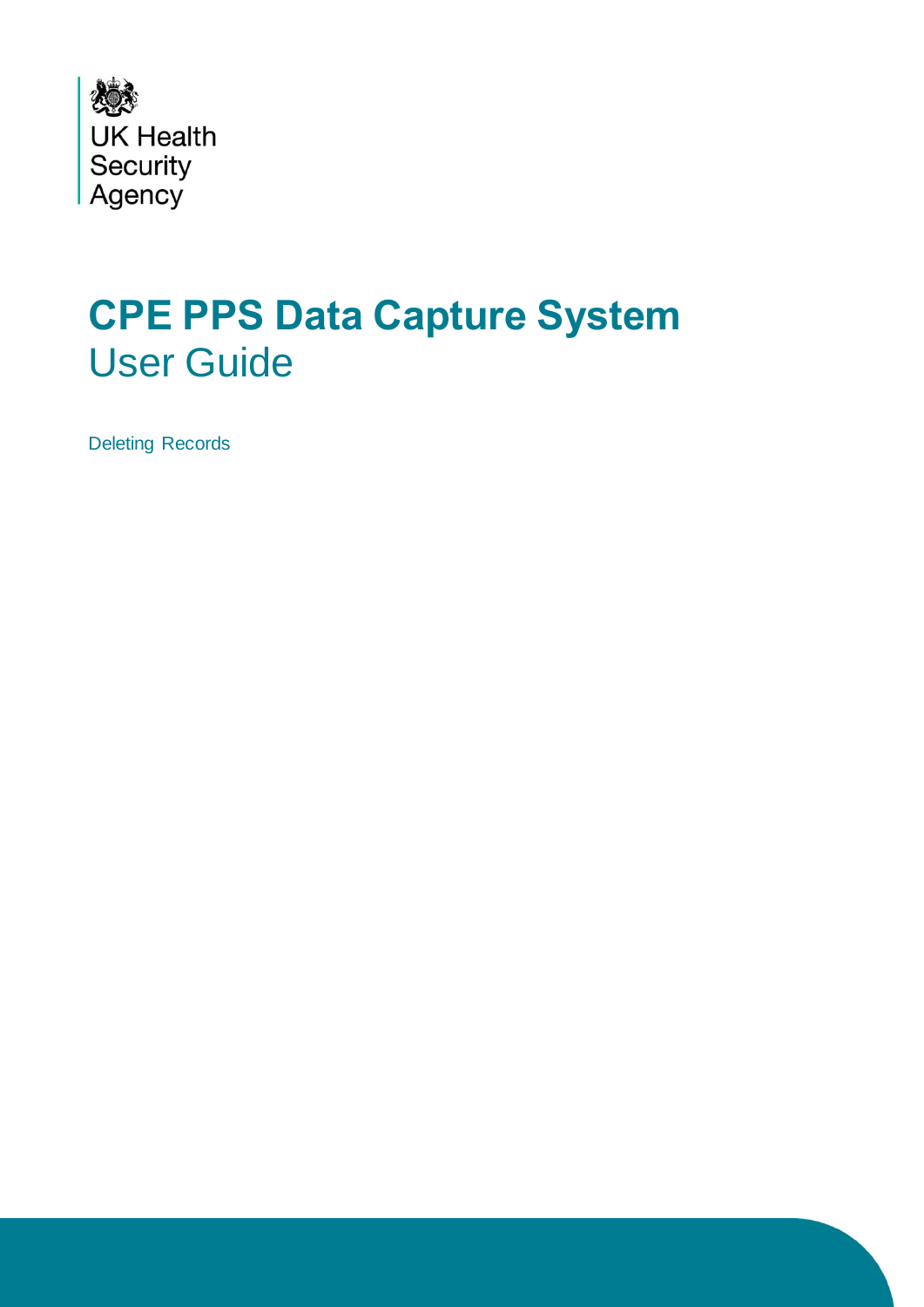UK Health Security Agency

# CPE PPS Data Capture System

## User Guide

Deleting Records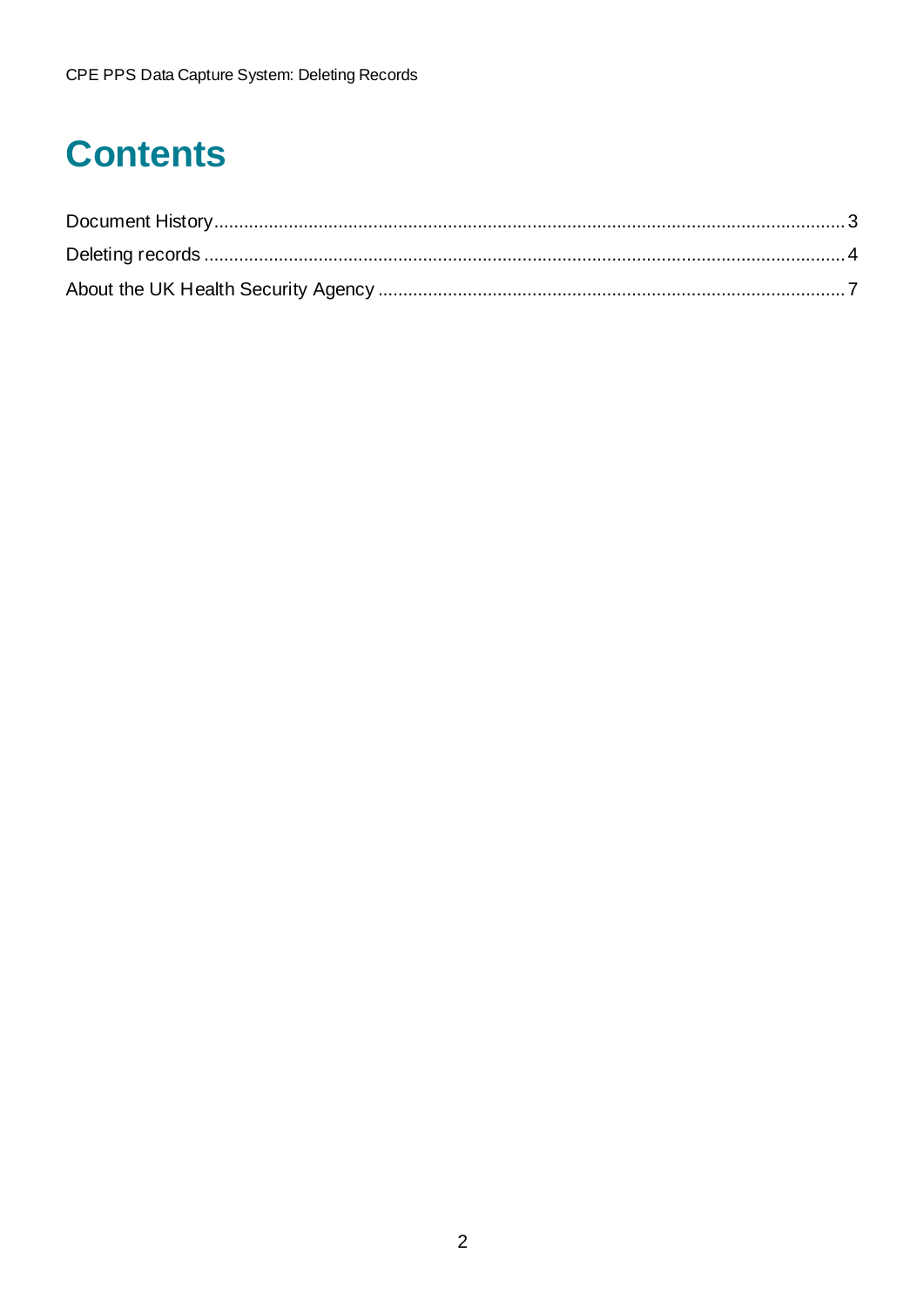# Contents

Document History ........ 3

Deleting records ........ 4

About the UK Health Security Agency ........ 7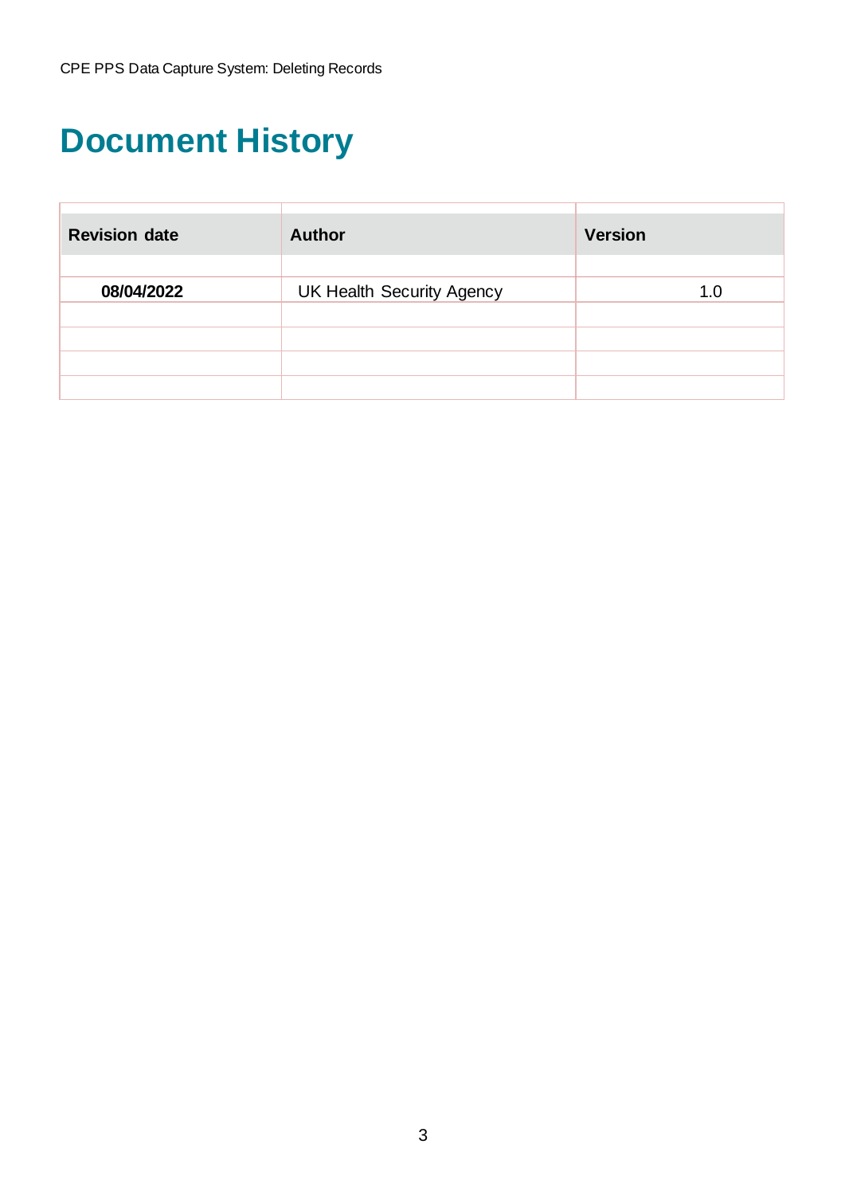# Document History

| Revision date | Author | Version |
|---|---|---|
| | | |
| **08/04/2022** | UK Health Security Agency | 1.0 |
| | | |
| | | |
| | | |
| | | |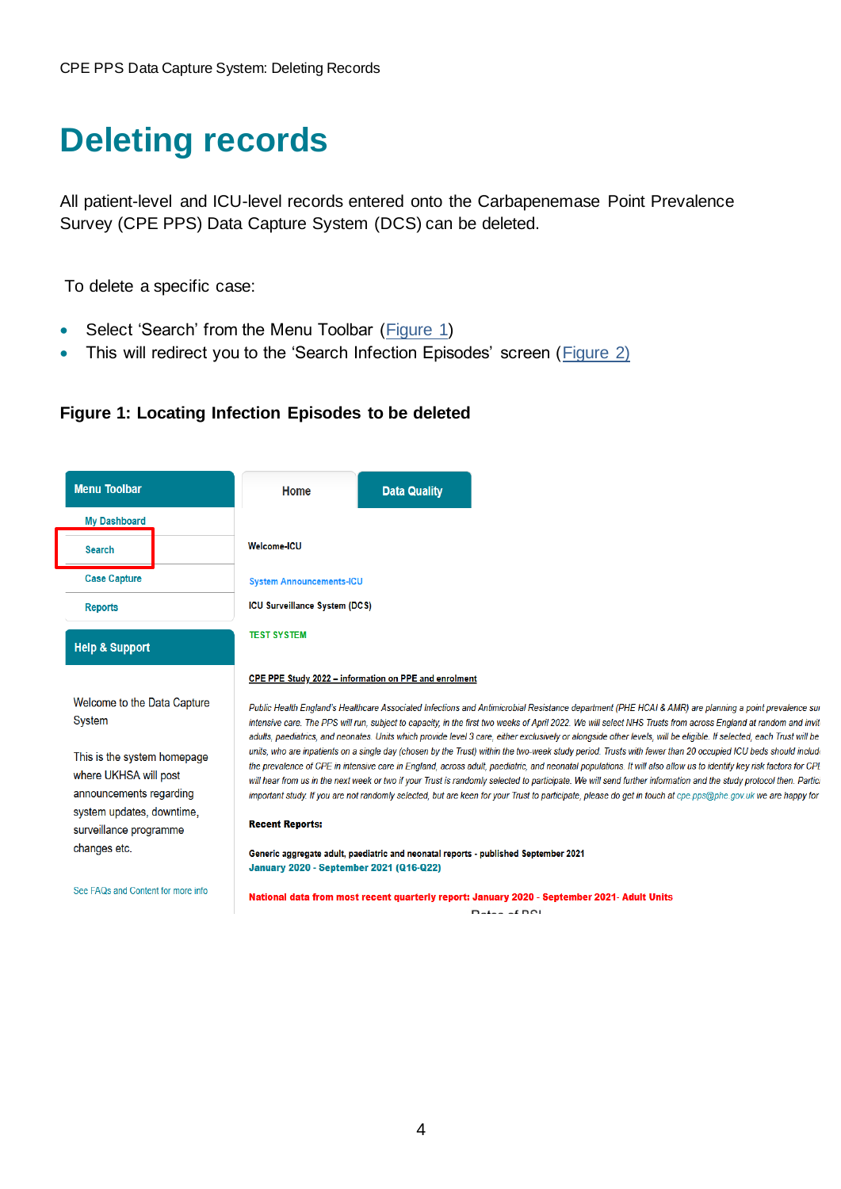# Deleting records

All patient-level and ICU-level records entered onto the Carbapenemase Point Prevalence Survey (CPE PPS) Data Capture System (DCS) can be deleted.

To delete a specific case:

- Select 'Search' from the Menu Toolbar (Figure 1)
- This will redirect you to the 'Search Infection Episodes' screen (Figure 2)

**Figure 1: Locating Infection Episodes to be deleted**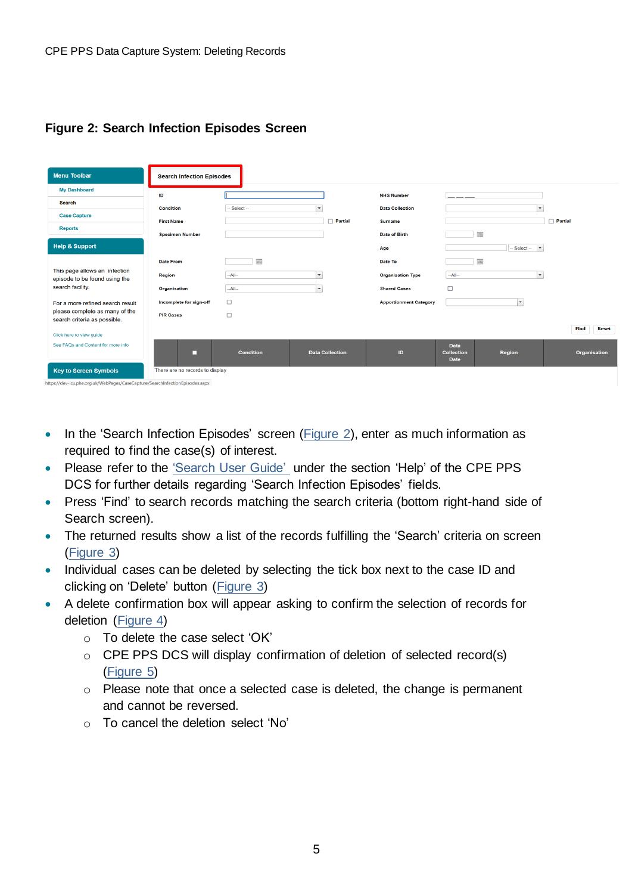**Figure 2: Search Infection Episodes Screen**

- In the 'Search Infection Episodes' screen (Figure 2), enter as much information as required to find the case(s) of interest.
- Please refer to the 'Search User Guide' under the section 'Help' of the CPE PPS DCS for further details regarding 'Search Infection Episodes' fields.
- Press 'Find' to search records matching the search criteria (bottom right-hand side of Search screen).
- The returned results show a list of the records fulfilling the 'Search' criteria on screen (Figure 3)
- Individual cases can be deleted by selecting the tick box next to the case ID and clicking on 'Delete' button (Figure 3)
- A delete confirmation box will appear asking to confirm the selection of records for deletion (Figure 4)
    - To delete the case select 'OK'
    - CPE PPS DCS will display confirmation of deletion of selected record(s) (Figure 5)
    - Please note that once a selected case is deleted, the change is permanent and cannot be reversed.
    - To cancel the deletion select 'No'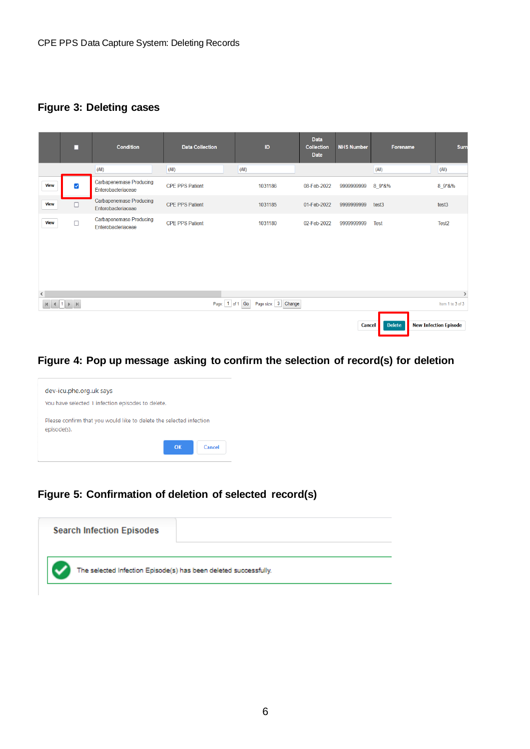## Figure 3: Deleting cases

| | ■ | Condition | Data Collection | ID | Data Collection Date | NHS Number | Forename | Surn |
|---|---|---|---|---|---|---|---|---|
| | | (All) | (All) | (All) | | | (All) | (All) |
| View | ☑ | Carbapenemase Producing Enterobacteriaceae | CPE PPS Patient | 1031186 | 08-Feb-2022 | 9999999999 | 8_9*&% | 8_9*&% |
| View | ☐ | Carbapenemase Producing Enterobacteriaceae | CPE PPS Patient | 1031185 | 01-Feb-2022 | 9999999999 | test3 | test3 |
| View | ☐ | Carbapenemase Producing Enterobacteriaceae | CPE PPS Patient | 1031180 | 02-Feb-2022 | 9999999999 | Test | Test2 |

Page: 1 of 1 Go Page size: 3 Change Item 1 to 3 of 3

Cancel Delete New Infection Episode

## Figure 4: Pop up message asking to confirm the selection of record(s) for deletion

dev-icu.phe.org.uk says

You have selected 1 infection episodes to delete.

Please confirm that you would like to delete the selected infection episode(s).

OK Cancel

## Figure 5: Confirmation of deletion of selected record(s)

Search Infection Episodes

The selected Infection Episode(s) has been deleted successfully.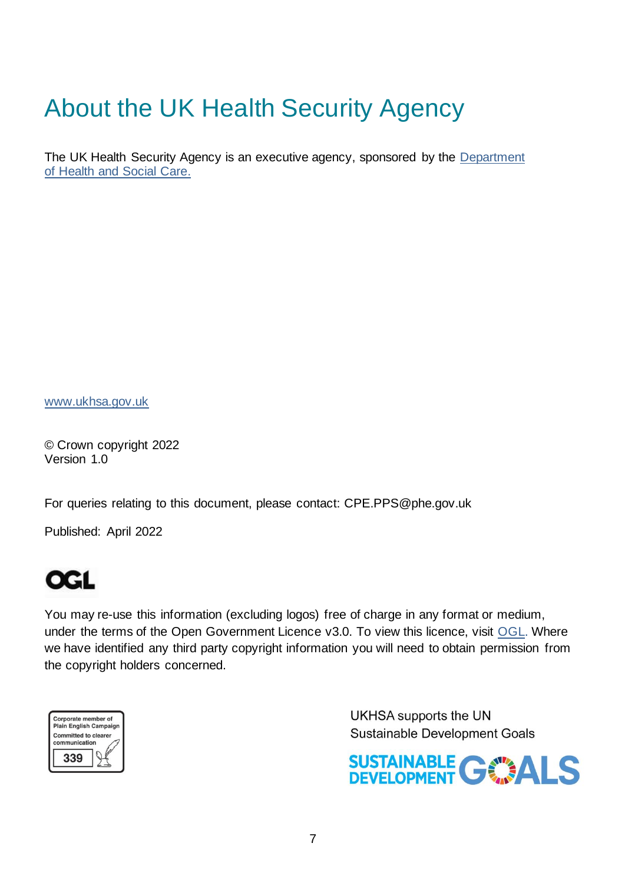# About the UK Health Security Agency

The UK Health Security Agency is an executive agency, sponsored by the Department of Health and Social Care.

www.ukhsa.gov.uk

© Crown copyright 2022
Version 1.0

For queries relating to this document, please contact: CPE.PPS@phe.gov.uk

Published: April 2022

OGL

You may re-use this information (excluding logos) free of charge in any format or medium, under the terms of the Open Government Licence v3.0. To view this licence, visit OGL. Where we have identified any third party copyright information you will need to obtain permission from the copyright holders concerned.

Corporate member of Plain English Campaign
Committed to clearer communication
339

UKHSA supports the UN Sustainable Development Goals

SUSTAINABLE DEVELOPMENT GOALS